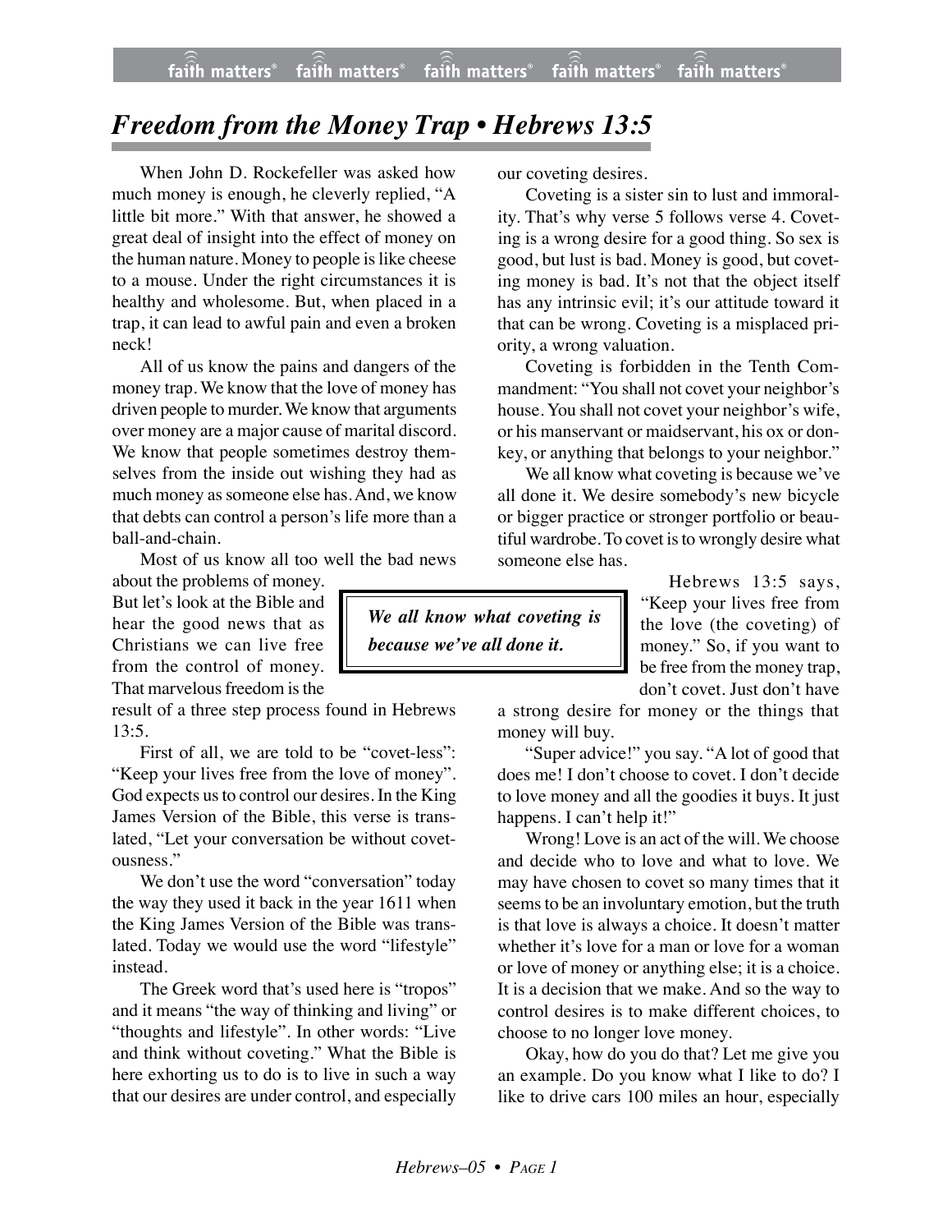# *Freedom from the Money Trap • Hebrews 13:5*

When John D. Rockefeller was asked how much money is enough, he cleverly replied, "A little bit more." With that answer, he showed a great deal of insight into the effect of money on the human nature. Money to people is like cheese to a mouse. Under the right circumstances it is healthy and wholesome. But, when placed in a trap, it can lead to awful pain and even a broken neck!

All of us know the pains and dangers of the money trap. We know that the love of money has driven people to murder. We know that arguments over money are a major cause of marital discord. We know that people sometimes destroy themselves from the inside out wishing they had as much money as someone else has. And, we know that debts can control a person's life more than a ball-and-chain.

Most of us know all too well the bad news about the problems of money. But let's look at the Bible and hear the good news that as Christians we can live free from the control of money. That marvelous freedom is the result of a three step process found in Hebrews 13:5.

First of all, we are told to be "covet-less": "Keep your lives free from the love of money". God expects us to control our desires. In the King James Version of the Bible, this verse is translated, "Let your conversation be without covetousness."

We don't use the word "conversation" today the way they used it back in the year 1611 when the King James Version of the Bible was translated. Today we would use the word "lifestyle" instead.

The Greek word that's used here is "tropos" and it means "the way of thinking and living" or "thoughts and lifestyle". In other words: "Live and think without coveting." What the Bible is here exhorting us to do is to live in such a way that our desires are under control, and especially our coveting desires.

Coveting is a sister sin to lust and immorality. That's why verse 5 follows verse 4. Coveting is a wrong desire for a good thing. So sex is good, but lust is bad. Money is good, but coveting money is bad. It's not that the object itself has any intrinsic evil; it's our attitude toward it that can be wrong. Coveting is a misplaced priority, a wrong valuation.

Coveting is forbidden in the Tenth Commandment: "You shall not covet your neighbor's house. You shall not covet your neighbor's wife, or his manservant or maidservant, his ox or donkey, or anything that belongs to your neighbor."

We all know what coveting is because we've all done it. We desire somebody's new bicycle or bigger practice or stronger portfolio or beautiful wardrobe. To covet is to wrongly desire what someone else has.

> ***We all know what coveting is because we've all done it.***

Hebrews 13:5 says, "Keep your lives free from the love (the coveting) of money." So, if you want to be free from the money trap, don't covet. Just don't have a strong desire for money or the things that money will buy.

"Super advice!" you say. "A lot of good that does me! I don't choose to covet. I don't decide to love money and all the goodies it buys. It just happens. I can't help it!"

Wrong! Love is an act of the will. We choose and decide who to love and what to love. We may have chosen to covet so many times that it seems to be an involuntary emotion, but the truth is that love is always a choice. It doesn't matter whether it's love for a man or love for a woman or love of money or anything else; it is a choice. It is a decision that we make. And so the way to control desires is to make different choices, to choose to no longer love money.

Okay, how do you do that? Let me give you an example. Do you know what I like to do? I like to drive cars 100 miles an hour, especially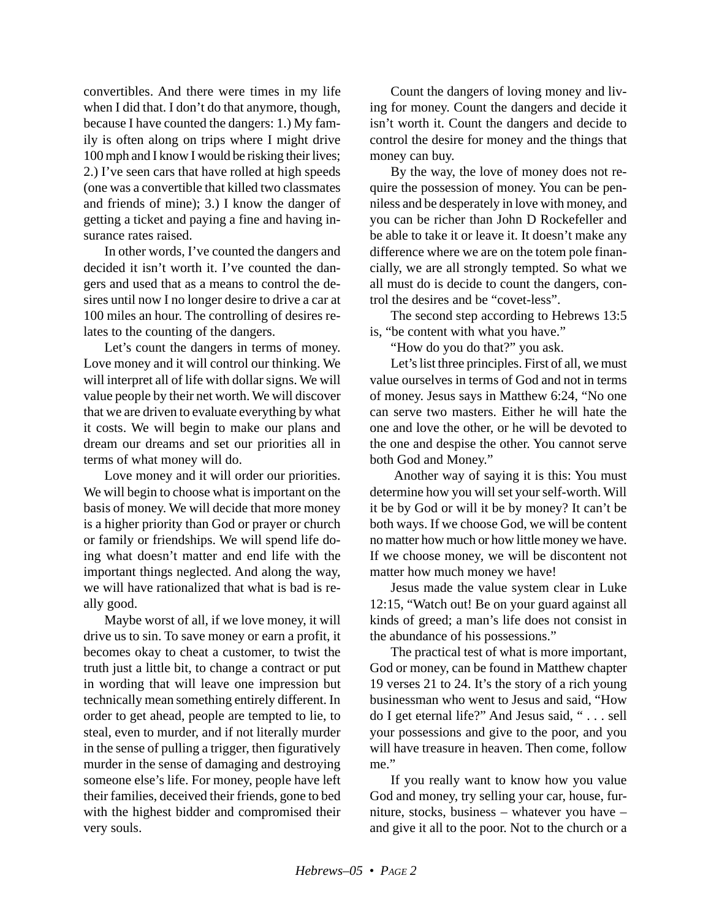convertibles. And there were times in my life when I did that. I don't do that anymore, though, because I have counted the dangers: 1.) My family is often along on trips where I might drive 100 mph and I know I would be risking their lives; 2.) I've seen cars that have rolled at high speeds (one was a convertible that killed two classmates and friends of mine); 3.) I know the danger of getting a ticket and paying a fine and having insurance rates raised.

In other words, I've counted the dangers and decided it isn't worth it. I've counted the dangers and used that as a means to control the desires until now I no longer desire to drive a car at 100 miles an hour. The controlling of desires relates to the counting of the dangers.

Let's count the dangers in terms of money. Love money and it will control our thinking. We will interpret all of life with dollar signs. We will value people by their net worth. We will discover that we are driven to evaluate everything by what it costs. We will begin to make our plans and dream our dreams and set our priorities all in terms of what money will do.

Love money and it will order our priorities. We will begin to choose what is important on the basis of money. We will decide that more money is a higher priority than God or prayer or church or family or friendships. We will spend life doing what doesn't matter and end life with the important things neglected. And along the way, we will have rationalized that what is bad is really good.

Maybe worst of all, if we love money, it will drive us to sin. To save money or earn a profit, it becomes okay to cheat a customer, to twist the truth just a little bit, to change a contract or put in wording that will leave one impression but technically mean something entirely different. In order to get ahead, people are tempted to lie, to steal, even to murder, and if not literally murder in the sense of pulling a trigger, then figuratively murder in the sense of damaging and destroying someone else's life. For money, people have left their families, deceived their friends, gone to bed with the highest bidder and compromised their very souls.

Count the dangers of loving money and living for money. Count the dangers and decide it isn't worth it. Count the dangers and decide to control the desire for money and the things that money can buy.

By the way, the love of money does not require the possession of money. You can be penniless and be desperately in love with money, and you can be richer than John D Rockefeller and be able to take it or leave it. It doesn't make any difference where we are on the totem pole financially, we are all strongly tempted. So what we all must do is decide to count the dangers, control the desires and be "covet-less".

The second step according to Hebrews 13:5 is, "be content with what you have."

"How do you do that?" you ask.

Let's list three principles. First of all, we must value ourselves in terms of God and not in terms of money. Jesus says in Matthew 6:24, "No one can serve two masters. Either he will hate the one and love the other, or he will be devoted to the one and despise the other. You cannot serve both God and Money."

Another way of saying it is this: You must determine how you will set your self-worth. Will it be by God or will it be by money? It can't be both ways. If we choose God, we will be content no matter how much or how little money we have. If we choose money, we will be discontent not matter how much money we have!

Jesus made the value system clear in Luke 12:15, "Watch out! Be on your guard against all kinds of greed; a man's life does not consist in the abundance of his possessions."

The practical test of what is more important, God or money, can be found in Matthew chapter 19 verses 21 to 24. It's the story of a rich young businessman who went to Jesus and said, "How do I get eternal life?" And Jesus said, " . . . sell your possessions and give to the poor, and you will have treasure in heaven. Then come, follow me."

If you really want to know how you value God and money, try selling your car, house, furniture, stocks, business – whatever you have – and give it all to the poor. Not to the church or a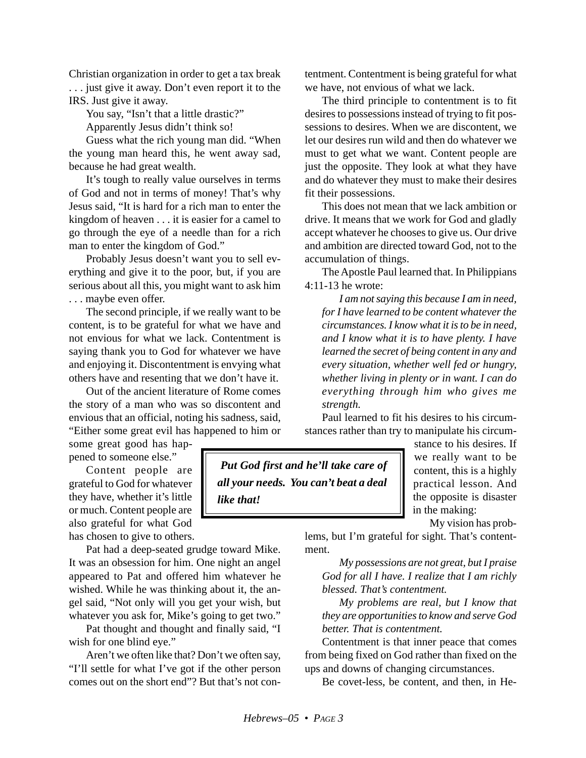Christian organization in order to get a tax break . . . just give it away. Don't even report it to the IRS. Just give it away.

You say, "Isn't that a little drastic?"

Apparently Jesus didn't think so!

Guess what the rich young man did. "When the young man heard this, he went away sad, because he had great wealth.

It's tough to really value ourselves in terms of God and not in terms of money! That's why Jesus said, "It is hard for a rich man to enter the kingdom of heaven . . . it is easier for a camel to go through the eye of a needle than for a rich man to enter the kingdom of God."

Probably Jesus doesn't want you to sell everything and give it to the poor, but, if you are serious about all this, you might want to ask him . . . maybe even offer.

The second principle, if we really want to be content, is to be grateful for what we have and not envious for what we lack. Contentment is saying thank you to God for whatever we have and enjoying it. Discontentment is envying what others have and resenting that we don't have it.

Out of the ancient literature of Rome comes the story of a man who was so discontent and envious that an official, noting his sadness, said, "Either some great evil has happened to him or some great good has happened to someone else."

Content people are grateful to God for whatever they have, whether it's little or much. Content people are also grateful for what God has chosen to give to others.

Pat had a deep-seated grudge toward Mike. It was an obsession for him. One night an angel appeared to Pat and offered him whatever he wished. While he was thinking about it, the angel said, "Not only will you get your wish, but whatever you ask for, Mike's going to get two."

Pat thought and thought and finally said, "I wish for one blind eye."

Aren't we often like that? Don't we often say, "I'll settle for what I've got if the other person comes out on the short end"? But that's not contentment. Contentment is being grateful for what we have, not envious of what we lack.

The third principle to contentment is to fit desires to possessions instead of trying to fit possessions to desires. When we are discontent, we let our desires run wild and then do whatever we must to get what we want. Content people are just the opposite. They look at what they have and do whatever they must to make their desires fit their possessions.

This does not mean that we lack ambition or drive. It means that we work for God and gladly accept whatever he chooses to give us. Our drive and ambition are directed toward God, not to the accumulation of things.

The Apostle Paul learned that. In Philippians 4:11-13 he wrote:

> *I am not saying this because I am in need, for I have learned to be content whatever the circumstances. I know what it is to be in need, and I know what it is to have plenty. I have learned the secret of being content in any and every situation, whether well fed or hungry, whether living in plenty or in want. I can do everything through him who gives me strength.*

Paul learned to fit his desires to his circumstances rather than try to manipulate his circumstance to his desires. If we really want to be content, this is a highly practical lesson. And the opposite is disaster in the making:

> ***Put God first and he'll take care of all your needs. You can't beat a deal like that!***

My vision has problems, but I'm grateful for sight. That's contentment.

> *My possessions are not great, but I praise God for all I have. I realize that I am richly blessed. That's contentment.*
>
> *My problems are real, but I know that they are opportunities to know and serve God better. That is contentment.*

Contentment is that inner peace that comes from being fixed on God rather than fixed on the ups and downs of changing circumstances.

Be covet-less, be content, and then, in He-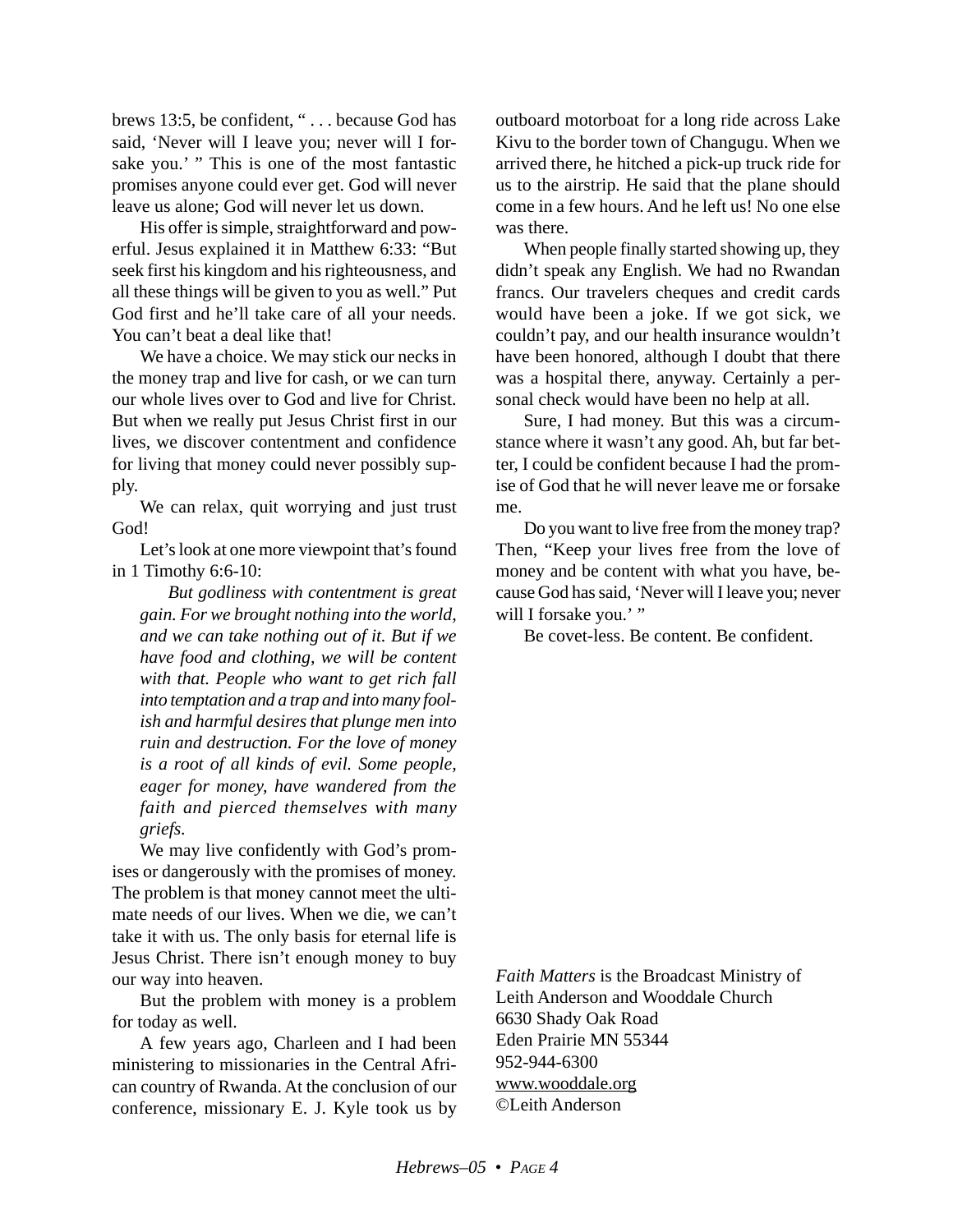brews 13:5, be confident, " . . . because God has said, 'Never will I leave you; never will I forsake you.' " This is one of the most fantastic promises anyone could ever get. God will never leave us alone; God will never let us down.

His offer is simple, straightforward and powerful. Jesus explained it in Matthew 6:33: "But seek first his kingdom and his righteousness, and all these things will be given to you as well." Put God first and he'll take care of all your needs. You can't beat a deal like that!

We have a choice. We may stick our necks in the money trap and live for cash, or we can turn our whole lives over to God and live for Christ. But when we really put Jesus Christ first in our lives, we discover contentment and confidence for living that money could never possibly supply.

We can relax, quit worrying and just trust God!

Let's look at one more viewpoint that's found in 1 Timothy 6:6-10:

> *But godliness with contentment is great gain. For we brought nothing into the world, and we can take nothing out of it. But if we have food and clothing, we will be content with that. People who want to get rich fall into temptation and a trap and into many foolish and harmful desires that plunge men into ruin and destruction. For the love of money is a root of all kinds of evil. Some people, eager for money, have wandered from the faith and pierced themselves with many griefs.*

We may live confidently with God's promises or dangerously with the promises of money. The problem is that money cannot meet the ultimate needs of our lives. When we die, we can't take it with us. The only basis for eternal life is Jesus Christ. There isn't enough money to buy our way into heaven.

But the problem with money is a problem for today as well.

A few years ago, Charleen and I had been ministering to missionaries in the Central African country of Rwanda. At the conclusion of our conference, missionary E. J. Kyle took us by outboard motorboat for a long ride across Lake Kivu to the border town of Changugu. When we arrived there, he hitched a pick-up truck ride for us to the airstrip. He said that the plane should come in a few hours. And he left us! No one else was there.

When people finally started showing up, they didn't speak any English. We had no Rwandan francs. Our travelers cheques and credit cards would have been a joke. If we got sick, we couldn't pay, and our health insurance wouldn't have been honored, although I doubt that there was a hospital there, anyway. Certainly a personal check would have been no help at all.

Sure, I had money. But this was a circumstance where it wasn't any good. Ah, but far better, I could be confident because I had the promise of God that he will never leave me or forsake me.

Do you want to live free from the money trap? Then, "Keep your lives free from the love of money and be content with what you have, because God has said, 'Never will I leave you; never will I forsake you.' "

Be covet-less. Be content. Be confident.

*Faith Matters* is the Broadcast Ministry of
Leith Anderson and Wooddale Church
6630 Shady Oak Road
Eden Prairie MN 55344
952-944-6300
www.wooddale.org
©Leith Anderson